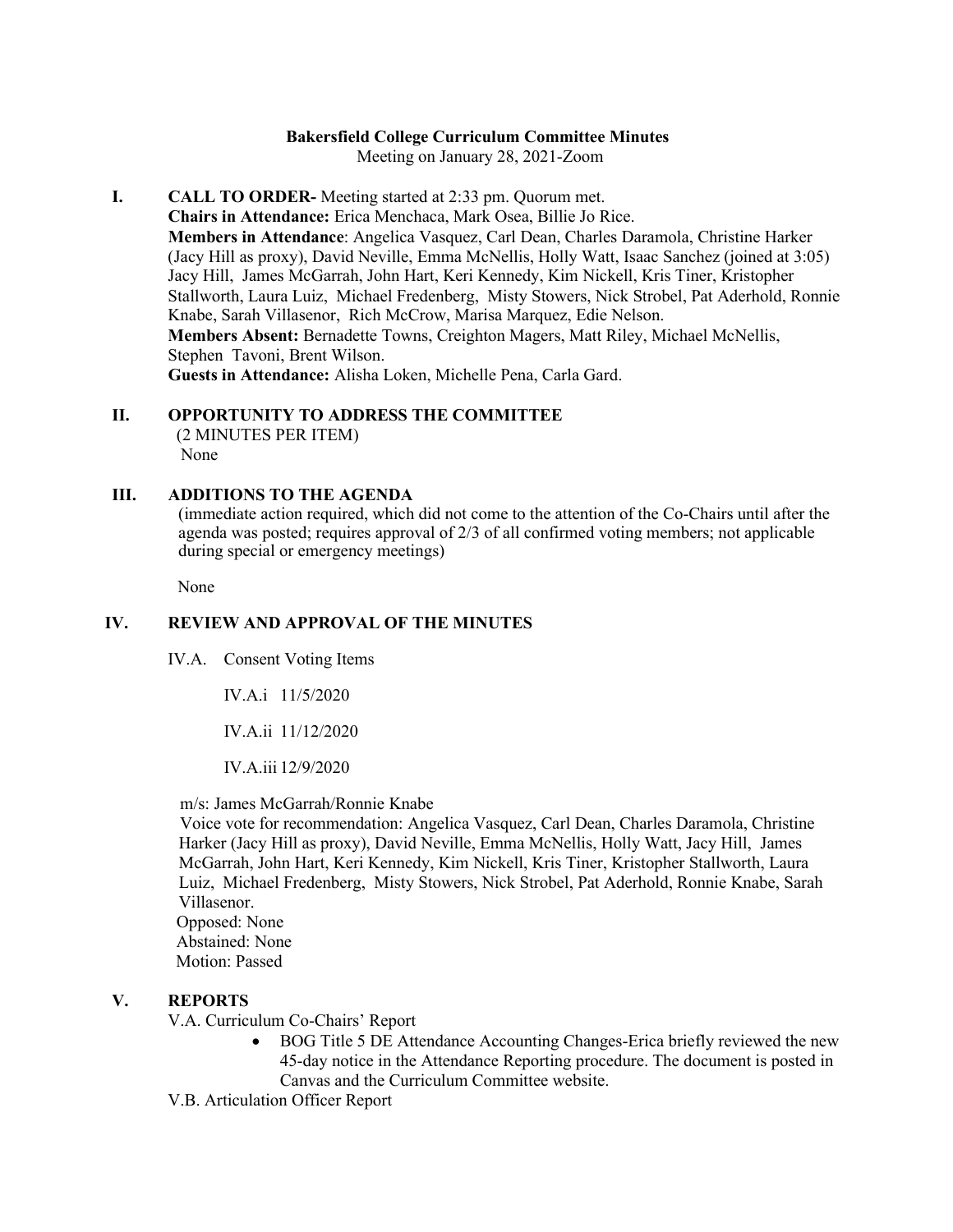# Bakersfield College Curriculum Committee Minutes

Meeting on January 28, 2021-Zoom

**I. CALL TO ORDER-** Meeting started at 2:33 pm. Quorum met.

**Chairs in Attendance:** Erica Menchaca, Mark Osea, Billie Jo Rice.

**Members in Attendance**: Angelica Vasquez, Carl Dean, Charles Daramola, Christine Harker (Jacy Hill as proxy), David Neville, Emma McNellis, Holly Watt, Isaac Sanchez (joined at 3:05) Jacy Hill, James McGarrah, John Hart, Keri Kennedy, Kim Nickell, Kris Tiner, Kristopher Stallworth, Laura Luiz, Michael Fredenberg, Misty Stowers, Nick Strobel, Pat Aderhold, Ronnie Knabe, Sarah Villasenor, Rich McCrow, Marisa Marquez, Edie Nelson.

**Members Absent:** Bernadette Towns, Creighton Magers, Matt Riley, Michael McNellis, Stephen Tavoni, Brent Wilson.

**Guests in Attendance:** Alisha Loken, Michelle Pena, Carla Gard.

**II. OPPORTUNITY TO ADDRESS THE COMMITTEE**

(2 MINUTES PER ITEM)

None

**III. ADDITIONS TO THE AGENDA**

(immediate action required, which did not come to the attention of the Co-Chairs until after the agenda was posted; requires approval of 2/3 of all confirmed voting members; not applicable during special or emergency meetings)

None

**IV. REVIEW AND APPROVAL OF THE MINUTES**

IV.A. Consent Voting Items

IV.A.i 11/5/2020

IV.A.ii 11/12/2020

IV.A.iii 12/9/2020

m/s: James McGarrah/Ronnie Knabe

Voice vote for recommendation: Angelica Vasquez, Carl Dean, Charles Daramola, Christine Harker (Jacy Hill as proxy), David Neville, Emma McNellis, Holly Watt, Jacy Hill, James McGarrah, John Hart, Keri Kennedy, Kim Nickell, Kris Tiner, Kristopher Stallworth, Laura Luiz, Michael Fredenberg, Misty Stowers, Nick Strobel, Pat Aderhold, Ronnie Knabe, Sarah Villasenor.

Opposed: None

Abstained: None

Motion: Passed

**V. REPORTS**

V.A. Curriculum Co-Chairs' Report

- BOG Title 5 DE Attendance Accounting Changes-Erica briefly reviewed the new 45-day notice in the Attendance Reporting procedure. The document is posted in Canvas and the Curriculum Committee website.

V.B. Articulation Officer Report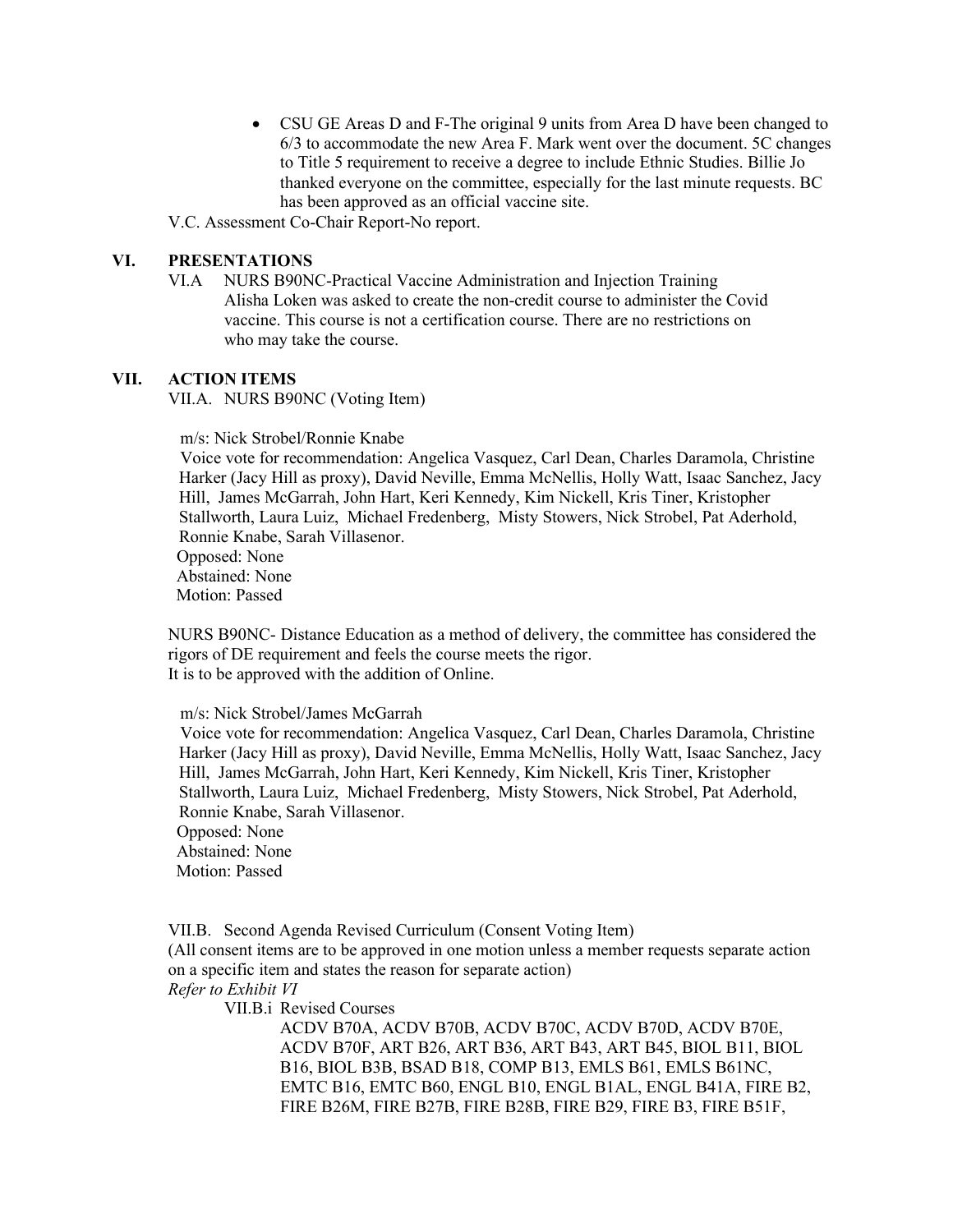- CSU GE Areas D and F-The original 9 units from Area D have been changed to 6/3 to accommodate the new Area F. Mark went over the document. 5C changes to Title 5 requirement to receive a degree to include Ethnic Studies. Billie Jo thanked everyone on the committee, especially for the last minute requests. BC has been approved as an official vaccine site.

V.C. Assessment Co-Chair Report-No report.

## VI. PRESENTATIONS

VI.A NURS B90NC-Practical Vaccine Administration and Injection Training

Alisha Loken was asked to create the non-credit course to administer the Covid vaccine. This course is not a certification course. There are no restrictions on who may take the course.

## VII. ACTION ITEMS

VII.A. NURS B90NC (Voting Item)

m/s: Nick Strobel/Ronnie Knabe

Voice vote for recommendation: Angelica Vasquez, Carl Dean, Charles Daramola, Christine Harker (Jacy Hill as proxy), David Neville, Emma McNellis, Holly Watt, Isaac Sanchez, Jacy Hill, James McGarrah, John Hart, Keri Kennedy, Kim Nickell, Kris Tiner, Kristopher Stallworth, Laura Luiz, Michael Fredenberg, Misty Stowers, Nick Strobel, Pat Aderhold, Ronnie Knabe, Sarah Villasenor.

Opposed: None

Abstained: None

Motion: Passed

NURS B90NC- Distance Education as a method of delivery, the committee has considered the rigors of DE requirement and feels the course meets the rigor.
It is to be approved with the addition of Online.

m/s: Nick Strobel/James McGarrah

Voice vote for recommendation: Angelica Vasquez, Carl Dean, Charles Daramola, Christine Harker (Jacy Hill as proxy), David Neville, Emma McNellis, Holly Watt, Isaac Sanchez, Jacy Hill, James McGarrah, John Hart, Keri Kennedy, Kim Nickell, Kris Tiner, Kristopher Stallworth, Laura Luiz, Michael Fredenberg, Misty Stowers, Nick Strobel, Pat Aderhold, Ronnie Knabe, Sarah Villasenor.

Opposed: None

Abstained: None

Motion: Passed

VII.B. Second Agenda Revised Curriculum (Consent Voting Item)

(All consent items are to be approved in one motion unless a member requests separate action on a specific item and states the reason for separate action)

*Refer to Exhibit VI*

VII.B.i Revised Courses

ACDV B70A, ACDV B70B, ACDV B70C, ACDV B70D, ACDV B70E, ACDV B70F, ART B26, ART B36, ART B43, ART B45, BIOL B11, BIOL B16, BIOL B3B, BSAD B18, COMP B13, EMLS B61, EMLS B61NC, EMTC B16, EMTC B60, ENGL B10, ENGL B1AL, ENGL B41A, FIRE B2, FIRE B26M, FIRE B27B, FIRE B28B, FIRE B29, FIRE B3, FIRE B51F,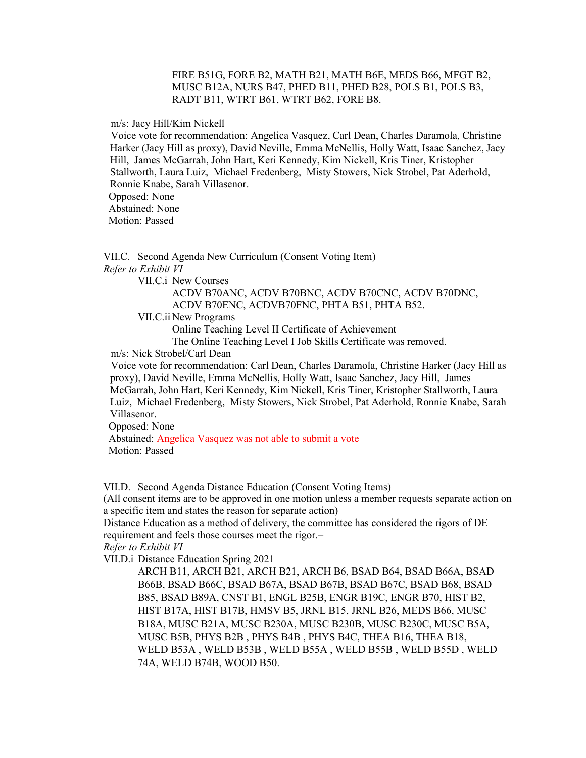FIRE B51G, FORE B2, MATH B21, MATH B6E, MEDS B66, MFGT B2, MUSC B12A, NURS B47, PHED B11, PHED B28, POLS B1, POLS B3, RADT B11, WTRT B61, WTRT B62, FORE B8.

m/s: Jacy Hill/Kim Nickell
Voice vote for recommendation: Angelica Vasquez, Carl Dean, Charles Daramola, Christine Harker (Jacy Hill as proxy), David Neville, Emma McNellis, Holly Watt, Isaac Sanchez, Jacy Hill, James McGarrah, John Hart, Keri Kennedy, Kim Nickell, Kris Tiner, Kristopher Stallworth, Laura Luiz, Michael Fredenberg, Misty Stowers, Nick Strobel, Pat Aderhold, Ronnie Knabe, Sarah Villasenor.
Opposed: None
Abstained: None
Motion: Passed

VII.C. Second Agenda New Curriculum (Consent Voting Item)
*Refer to Exhibit VI*

VII.C.i New Courses
ACDV B70ANC, ACDV B70BNC, ACDV B70CNC, ACDV B70DNC, ACDV B70ENC, ACDVB70FNC, PHTA B51, PHTA B52.

VII.C.ii New Programs
Online Teaching Level II Certificate of Achievement
The Online Teaching Level I Job Skills Certificate was removed.

m/s: Nick Strobel/Carl Dean
Voice vote for recommendation: Carl Dean, Charles Daramola, Christine Harker (Jacy Hill as proxy), David Neville, Emma McNellis, Holly Watt, Isaac Sanchez, Jacy Hill, James McGarrah, John Hart, Keri Kennedy, Kim Nickell, Kris Tiner, Kristopher Stallworth, Laura Luiz, Michael Fredenberg, Misty Stowers, Nick Strobel, Pat Aderhold, Ronnie Knabe, Sarah Villasenor.
Opposed: None
Abstained: Angelica Vasquez was not able to submit a vote
Motion: Passed

VII.D. Second Agenda Distance Education (Consent Voting Items)
(All consent items are to be approved in one motion unless a member requests separate action on a specific item and states the reason for separate action)
Distance Education as a method of delivery, the committee has considered the rigors of DE requirement and feels those courses meet the rigor.–
*Refer to Exhibit VI*

VII.D.i Distance Education Spring 2021
ARCH B11, ARCH B21, ARCH B21, ARCH B6, BSAD B64, BSAD B66A, BSAD B66B, BSAD B66C, BSAD B67A, BSAD B67B, BSAD B67C, BSAD B68, BSAD B85, BSAD B89A, CNST B1, ENGL B25B, ENGR B19C, ENGR B70, HIST B2, HIST B17A, HIST B17B, HMSV B5, JRNL B15, JRNL B26, MEDS B66, MUSC B18A, MUSC B21A, MUSC B230A, MUSC B230B, MUSC B230C, MUSC B5A, MUSC B5B, PHYS B2B , PHYS B4B , PHYS B4C, THEA B16, THEA B18, WELD B53A , WELD B53B , WELD B55A , WELD B55B , WELD B55D , WELD 74A, WELD B74B, WOOD B50.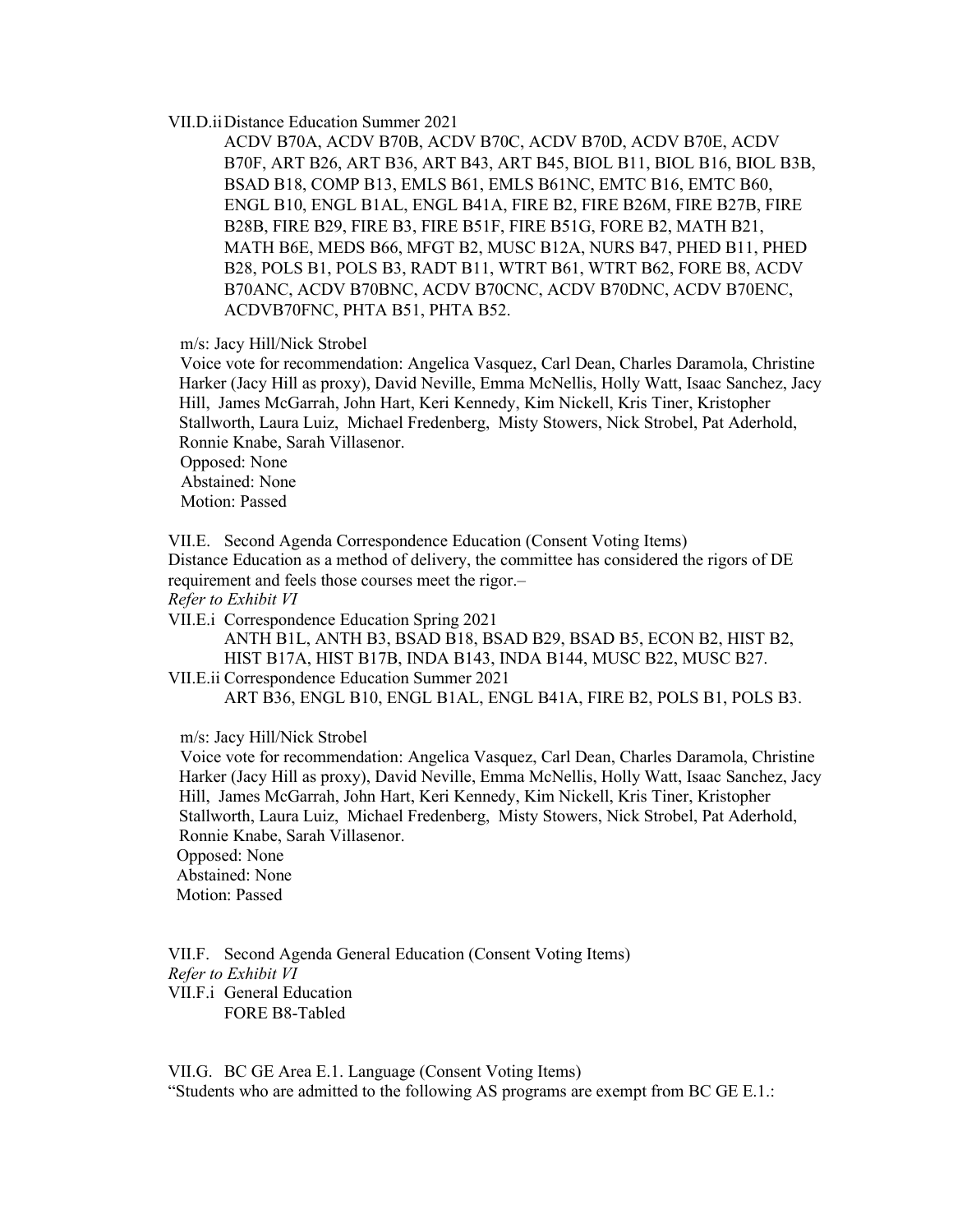VII.D.ii Distance Education Summer 2021

ACDV B70A, ACDV B70B, ACDV B70C, ACDV B70D, ACDV B70E, ACDV B70F, ART B26, ART B36, ART B43, ART B45, BIOL B11, BIOL B16, BIOL B3B, BSAD B18, COMP B13, EMLS B61, EMLS B61NC, EMTC B16, EMTC B60, ENGL B10, ENGL B1AL, ENGL B41A, FIRE B2, FIRE B26M, FIRE B27B, FIRE B28B, FIRE B29, FIRE B3, FIRE B51F, FIRE B51G, FORE B2, MATH B21, MATH B6E, MEDS B66, MFGT B2, MUSC B12A, NURS B47, PHED B11, PHED B28, POLS B1, POLS B3, RADT B11, WTRT B61, WTRT B62, FORE B8, ACDV B70ANC, ACDV B70BNC, ACDV B70CNC, ACDV B70DNC, ACDV B70ENC, ACDVB70FNC, PHTA B51, PHTA B52.

m/s: Jacy Hill/Nick Strobel

Voice vote for recommendation: Angelica Vasquez, Carl Dean, Charles Daramola, Christine Harker (Jacy Hill as proxy), David Neville, Emma McNellis, Holly Watt, Isaac Sanchez, Jacy Hill, James McGarrah, John Hart, Keri Kennedy, Kim Nickell, Kris Tiner, Kristopher Stallworth, Laura Luiz, Michael Fredenberg, Misty Stowers, Nick Strobel, Pat Aderhold, Ronnie Knabe, Sarah Villasenor.

Opposed: None

Abstained: None

Motion: Passed

VII.E. Second Agenda Correspondence Education (Consent Voting Items)

Distance Education as a method of delivery, the committee has considered the rigors of DE requirement and feels those courses meet the rigor.–

*Refer to Exhibit VI*

VII.E.i Correspondence Education Spring 2021

ANTH B1L, ANTH B3, BSAD B18, BSAD B29, BSAD B5, ECON B2, HIST B2, HIST B17A, HIST B17B, INDA B143, INDA B144, MUSC B22, MUSC B27.

VII.E.ii Correspondence Education Summer 2021

ART B36, ENGL B10, ENGL B1AL, ENGL B41A, FIRE B2, POLS B1, POLS B3.

m/s: Jacy Hill/Nick Strobel

Voice vote for recommendation: Angelica Vasquez, Carl Dean, Charles Daramola, Christine Harker (Jacy Hill as proxy), David Neville, Emma McNellis, Holly Watt, Isaac Sanchez, Jacy Hill, James McGarrah, John Hart, Keri Kennedy, Kim Nickell, Kris Tiner, Kristopher Stallworth, Laura Luiz, Michael Fredenberg, Misty Stowers, Nick Strobel, Pat Aderhold, Ronnie Knabe, Sarah Villasenor.

Opposed: None

Abstained: None

Motion: Passed

VII.F. Second Agenda General Education (Consent Voting Items)

*Refer to Exhibit VI*

VII.F.i General Education

FORE B8-Tabled

VII.G. BC GE Area E.1. Language (Consent Voting Items)

"Students who are admitted to the following AS programs are exempt from BC GE E.1.: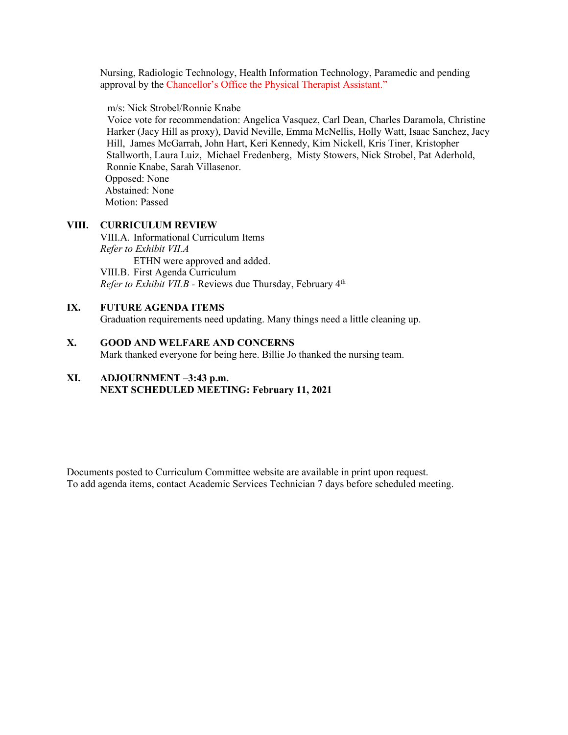Nursing, Radiologic Technology, Health Information Technology, Paramedic and pending approval by the Chancellor's Office the Physical Therapist Assistant."

m/s: Nick Strobel/Ronnie Knabe
Voice vote for recommendation: Angelica Vasquez, Carl Dean, Charles Daramola, Christine Harker (Jacy Hill as proxy), David Neville, Emma McNellis, Holly Watt, Isaac Sanchez, Jacy Hill, James McGarrah, John Hart, Keri Kennedy, Kim Nickell, Kris Tiner, Kristopher Stallworth, Laura Luiz, Michael Fredenberg, Misty Stowers, Nick Strobel, Pat Aderhold, Ronnie Knabe, Sarah Villasenor.
Opposed: None
Abstained: None
Motion: Passed

## VIII. CURRICULUM REVIEW

VIII.A. Informational Curriculum Items
*Refer to Exhibit VII.A*
ETHN were approved and added.
VIII.B. First Agenda Curriculum
*Refer to Exhibit VII.B* - Reviews due Thursday, February 4th

## IX. FUTURE AGENDA ITEMS

Graduation requirements need updating. Many things need a little cleaning up.

## X. GOOD AND WELFARE AND CONCERNS

Mark thanked everyone for being here. Billie Jo thanked the nursing team.

## XI. ADJOURNMENT –3:43 p.m.

**NEXT SCHEDULED MEETING: February 11, 2021**

Documents posted to Curriculum Committee website are available in print upon request.
To add agenda items, contact Academic Services Technician 7 days before scheduled meeting.